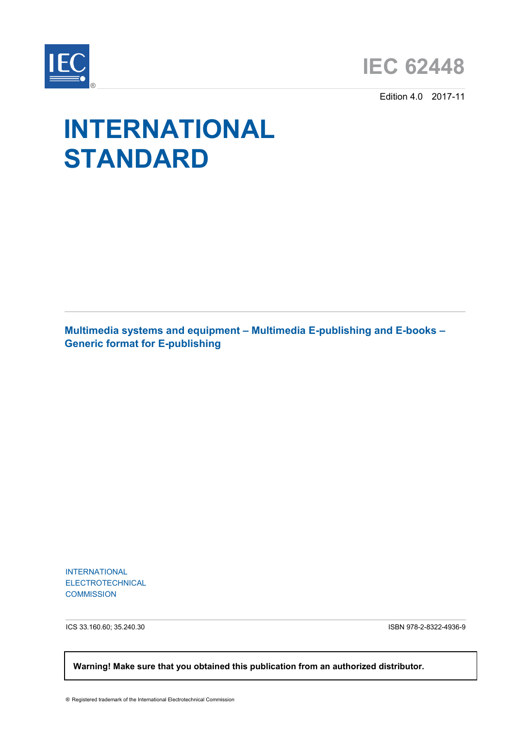# IEC 62448

Edition 4.0 2017-11

# INTERNATIONAL STANDARD

## Multimedia systems and equipment – Multimedia E-publishing and E-books – Generic format for E-publishing

INTERNATIONAL
ELECTROTECHNICAL
COMMISSION

ICS 33.160.60; 35.240.30

ISBN 978-2-8322-4936-9

**Warning! Make sure that you obtained this publication from an authorized distributor.**

® Registered trademark of the International Electrotechnical Commission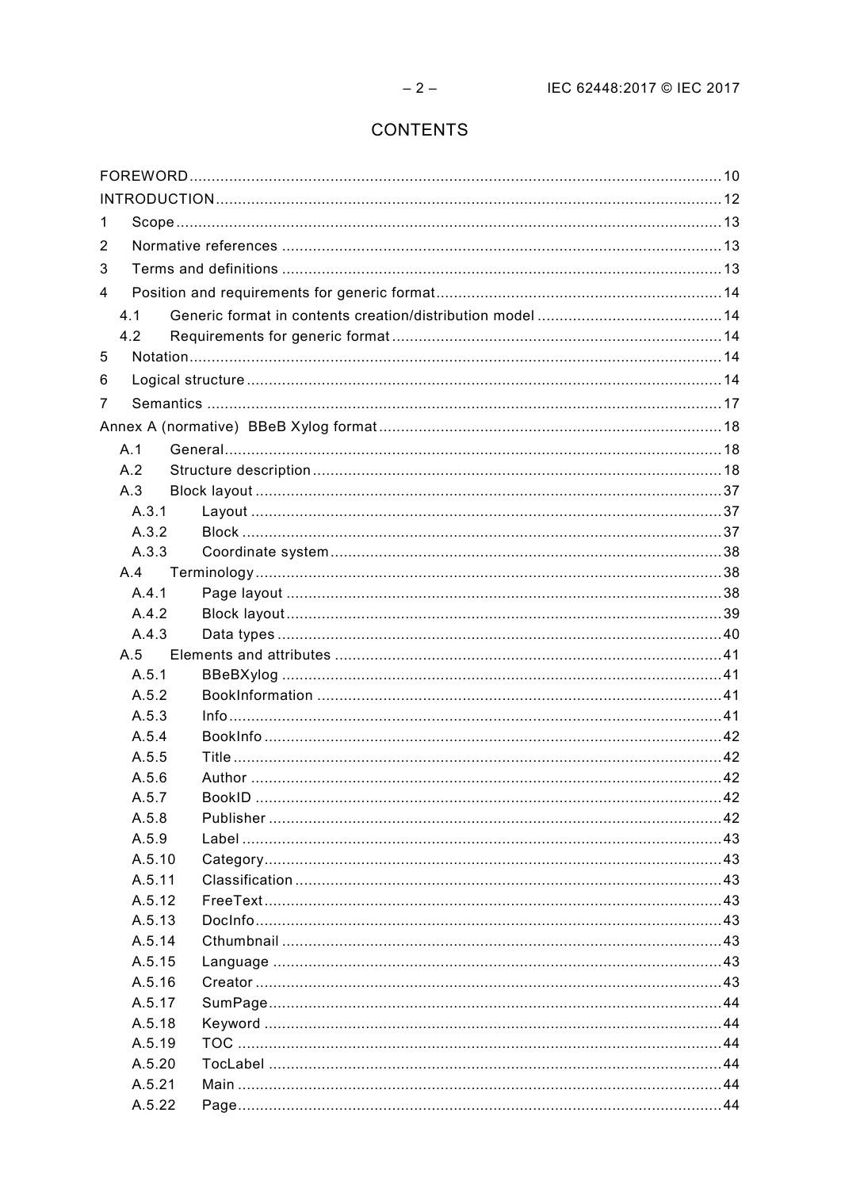# CONTENTS

FOREWORD ........................................................................................................................ 10
INTRODUCTION .................................................................................................................. 12
1 Scope ........................................................................................................................... 13
2 Normative references ................................................................................................... 13
3 Terms and definitions ................................................................................................... 13
4 Position and requirements for generic format ................................................................ 14
  4.1 Generic format in contents creation/distribution model .......................................... 14
  4.2 Requirements for generic format ........................................................................... 14
5 Notation ........................................................................................................................ 14
6 Logical structure ........................................................................................................... 14
7 Semantics .................................................................................................................... 17
Annex A (normative) BBeB Xylog format ............................................................................. 18
  A.1 General ................................................................................................................. 18
  A.2 Structure description ............................................................................................. 18
  A.3 Block layout .......................................................................................................... 37
    A.3.1 Layout .......................................................................................................... 37
    A.3.2 Block ............................................................................................................ 37
    A.3.3 Coordinate system ........................................................................................ 38
  A.4 Terminology .......................................................................................................... 38
    A.4.1 Page layout .................................................................................................. 38
    A.4.2 Block layout .................................................................................................. 39
    A.4.3 Data types .................................................................................................... 40
  A.5 Elements and attributes ........................................................................................ 41
    A.5.1 BBeBXylog ................................................................................................... 41
    A.5.2 BookInformation ........................................................................................... 41
    A.5.3 Info ............................................................................................................... 41
    A.5.4 BookInfo ....................................................................................................... 42
    A.5.5 Title .............................................................................................................. 42
    A.5.6 Author .......................................................................................................... 42
    A.5.7 BookID ......................................................................................................... 42
    A.5.8 Publisher ...................................................................................................... 42
    A.5.9 Label ............................................................................................................ 43
    A.5.10 Category ....................................................................................................... 43
    A.5.11 Classification ................................................................................................ 43
    A.5.12 FreeText ....................................................................................................... 43
    A.5.13 DocInfo ......................................................................................................... 43
    A.5.14 Cthumbnail ................................................................................................... 43
    A.5.15 Language ..................................................................................................... 43
    A.5.16 Creator ......................................................................................................... 43
    A.5.17 SumPage ...................................................................................................... 44
    A.5.18 Keyword ....................................................................................................... 44
    A.5.19 TOC .............................................................................................................. 44
    A.5.20 TocLabel ...................................................................................................... 44
    A.5.21 Main ............................................................................................................. 44
    A.5.22 Page ............................................................................................................. 44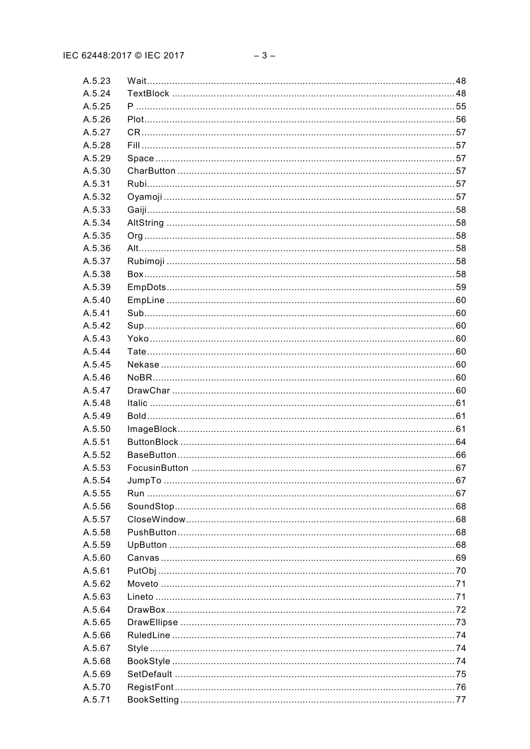A.5.23 Wait ... 48
A.5.24 TextBlock ... 48
A.5.25 P ... 55
A.5.26 Plot ... 56
A.5.27 CR ... 57
A.5.28 Fill ... 57
A.5.29 Space ... 57
A.5.30 CharButton ... 57
A.5.31 Rubi ... 57
A.5.32 Oyamoji ... 57
A.5.33 Gaiji ... 58
A.5.34 AltString ... 58
A.5.35 Org ... 58
A.5.36 Alt ... 58
A.5.37 Rubimoji ... 58
A.5.38 Box ... 58
A.5.39 EmpDots ... 59
A.5.40 EmpLine ... 60
A.5.41 Sub ... 60
A.5.42 Sup ... 60
A.5.43 Yoko ... 60
A.5.44 Tate ... 60
A.5.45 Nekase ... 60
A.5.46 NoBR ... 60
A.5.47 DrawChar ... 60
A.5.48 Italic ... 61
A.5.49 Bold ... 61
A.5.50 ImageBlock ... 61
A.5.51 ButtonBlock ... 64
A.5.52 BaseButton ... 66
A.5.53 FocusinButton ... 67
A.5.54 JumpTo ... 67
A.5.55 Run ... 67
A.5.56 SoundStop ... 68
A.5.57 CloseWindow ... 68
A.5.58 PushButton ... 68
A.5.59 UpButton ... 68
A.5.60 Canvas ... 69
A.5.61 PutObj ... 70
A.5.62 Moveto ... 71
A.5.63 Lineto ... 71
A.5.64 DrawBox ... 72
A.5.65 DrawEllipse ... 73
A.5.66 RuledLine ... 74
A.5.67 Style ... 74
A.5.68 BookStyle ... 74
A.5.69 SetDefault ... 75
A.5.70 RegistFont ... 76
A.5.71 BookSetting ... 77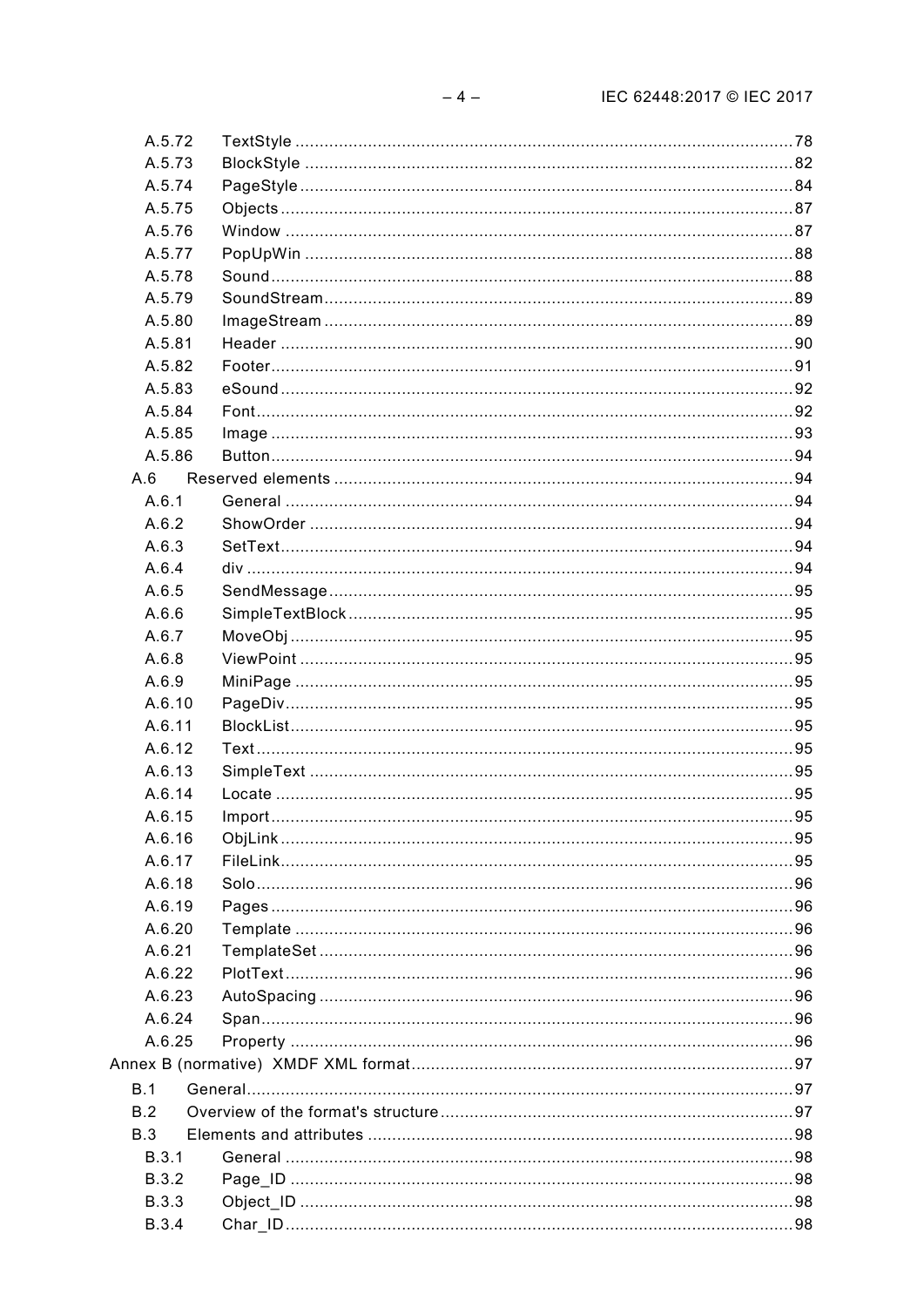A.5.72 TextStyle ......................................................................................................78
A.5.73 BlockStyle ....................................................................................................82
A.5.74 PageStyle .....................................................................................................84
A.5.75 Objects .........................................................................................................87
A.5.76 Window ........................................................................................................87
A.5.77 PopUpWin ....................................................................................................88
A.5.78 Sound...........................................................................................................88
A.5.79 SoundStream................................................................................................89
A.5.80 ImageStream ................................................................................................89
A.5.81 Header .........................................................................................................90
A.5.82 Footer...........................................................................................................91
A.5.83 eSound .........................................................................................................92
A.5.84 Font..............................................................................................................92
A.5.85 Image ...........................................................................................................93
A.5.86 Button...........................................................................................................94
A.6 Reserved elements ..............................................................................................94
A.6.1 General ........................................................................................................94
A.6.2 ShowOrder ...................................................................................................94
A.6.3 SetText.........................................................................................................94
A.6.4 div ................................................................................................................94
A.6.5 SendMessage...............................................................................................95
A.6.6 SimpleTextBlock ...........................................................................................95
A.6.7 MoveObj .......................................................................................................95
A.6.8 ViewPoint .....................................................................................................95
A.6.9 MiniPage ......................................................................................................95
A.6.10 PageDiv........................................................................................................95
A.6.11 BlockList.......................................................................................................95
A.6.12 Text..............................................................................................................95
A.6.13 SimpleText ...................................................................................................95
A.6.14 Locate ..........................................................................................................95
A.6.15 Import...........................................................................................................95
A.6.16 ObjLink .........................................................................................................95
A.6.17 FileLink.........................................................................................................95
A.6.18 Solo..............................................................................................................96
A.6.19 Pages ...........................................................................................................96
A.6.20 Template ......................................................................................................96
A.6.21 TemplateSet .................................................................................................96
A.6.22 PlotText........................................................................................................96
A.6.23 AutoSpacing .................................................................................................96
A.6.24 Span.............................................................................................................96
A.6.25 Property .......................................................................................................96
Annex B (normative) XMDF XML format..............................................................................97
B.1 General................................................................................................................97
B.2 Overview of the format's structure........................................................................97
B.3 Elements and attributes .......................................................................................98
B.3.1 General ........................................................................................................98
B.3.2 Page_ID .......................................................................................................98
B.3.3 Object_ID .....................................................................................................98
B.3.4 Char_ID........................................................................................................98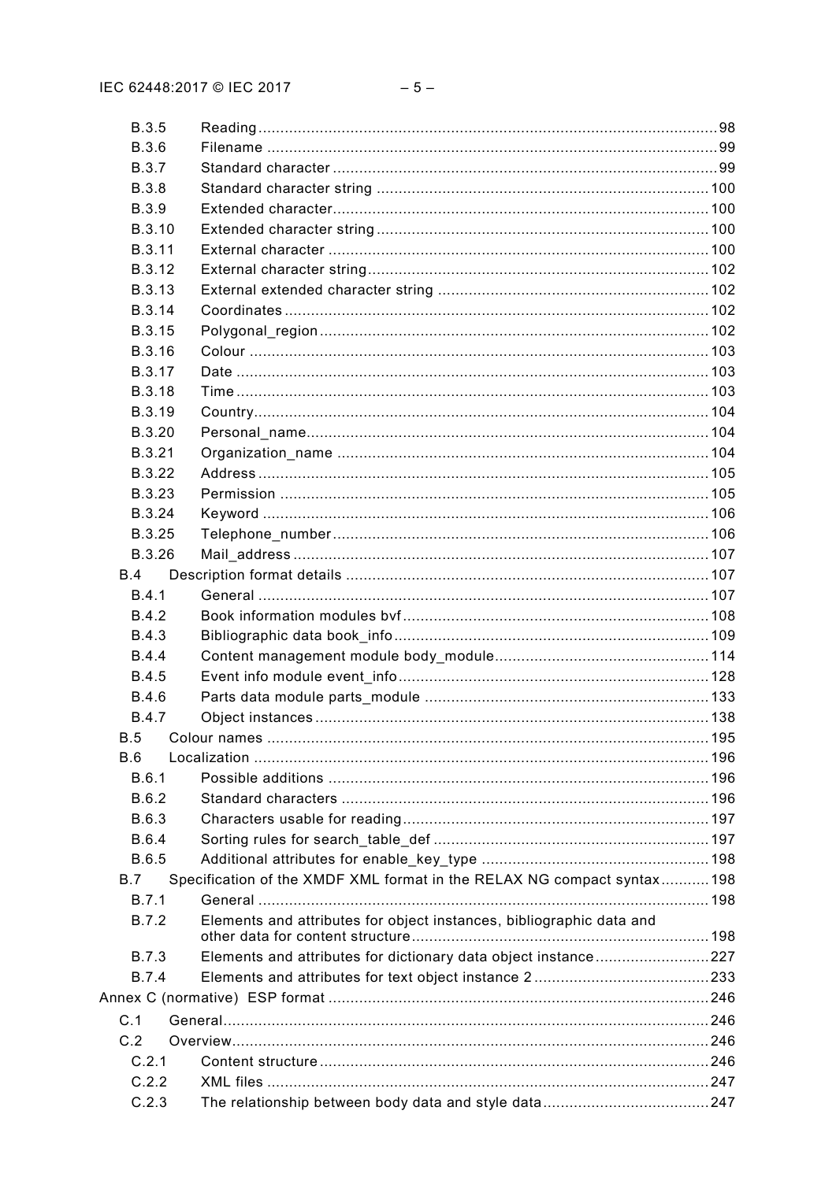B.3.5 Reading ........................................................................................................ 98
B.3.6 Filename ...................................................................................................... 99
B.3.7 Standard character ....................................................................................... 99
B.3.8 Standard character string ........................................................................... 100
B.3.9 Extended character..................................................................................... 100
B.3.10 Extended character string ........................................................................... 100
B.3.11 External character ...................................................................................... 100
B.3.12 External character string............................................................................. 102
B.3.13 External extended character string ............................................................. 102
B.3.14 Coordinates ................................................................................................ 102
B.3.15 Polygonal_region ........................................................................................ 102
B.3.16 Colour ........................................................................................................ 103
B.3.17 Date ........................................................................................................... 103
B.3.18 Time ........................................................................................................... 103
B.3.19 Country....................................................................................................... 104
B.3.20 Personal_name........................................................................................... 104
B.3.21 Organization_name .................................................................................... 104
B.3.22 Address ...................................................................................................... 105
B.3.23 Permission ................................................................................................. 105
B.3.24 Keyword ..................................................................................................... 106
B.3.25 Telephone_number ..................................................................................... 106
B.3.26 Mail_address .............................................................................................. 107
B.4 Description format details .................................................................................. 107
B.4.1 General ...................................................................................................... 107
B.4.2 Book information modules bvf ..................................................................... 108
B.4.3 Bibliographic data book_info ........................................................................ 109
B.4.4 Content management module body_module................................................. 114
B.4.5 Event info module event_info ....................................................................... 128
B.4.6 Parts data module parts_module ................................................................. 133
B.4.7 Object instances ......................................................................................... 138
B.5 Colour names .................................................................................................... 195
B.6 Localization ....................................................................................................... 196
B.6.1 Possible additions ...................................................................................... 196
B.6.2 Standard characters ................................................................................... 196
B.6.3 Characters usable for reading ..................................................................... 197
B.6.4 Sorting rules for search_table_def ............................................................... 197
B.6.5 Additional attributes for enable_key_type .................................................... 198
B.7 Specification of the XMDF XML format in the RELAX NG compact syntax ........... 198
B.7.1 General ...................................................................................................... 198
B.7.2 Elements and attributes for object instances, bibliographic data and other data for content structure ................................................................... 198
B.7.3 Elements and attributes for dictionary data object instance .......................... 227
B.7.4 Elements and attributes for text object instance 2 ........................................ 233
Annex C (normative) ESP format ...................................................................................... 246
C.1 General.............................................................................................................. 246
C.2 Overview............................................................................................................ 246
C.2.1 Content structure ........................................................................................ 246
C.2.2 XML files .................................................................................................... 247
C.2.3 The relationship between body data and style data ...................................... 247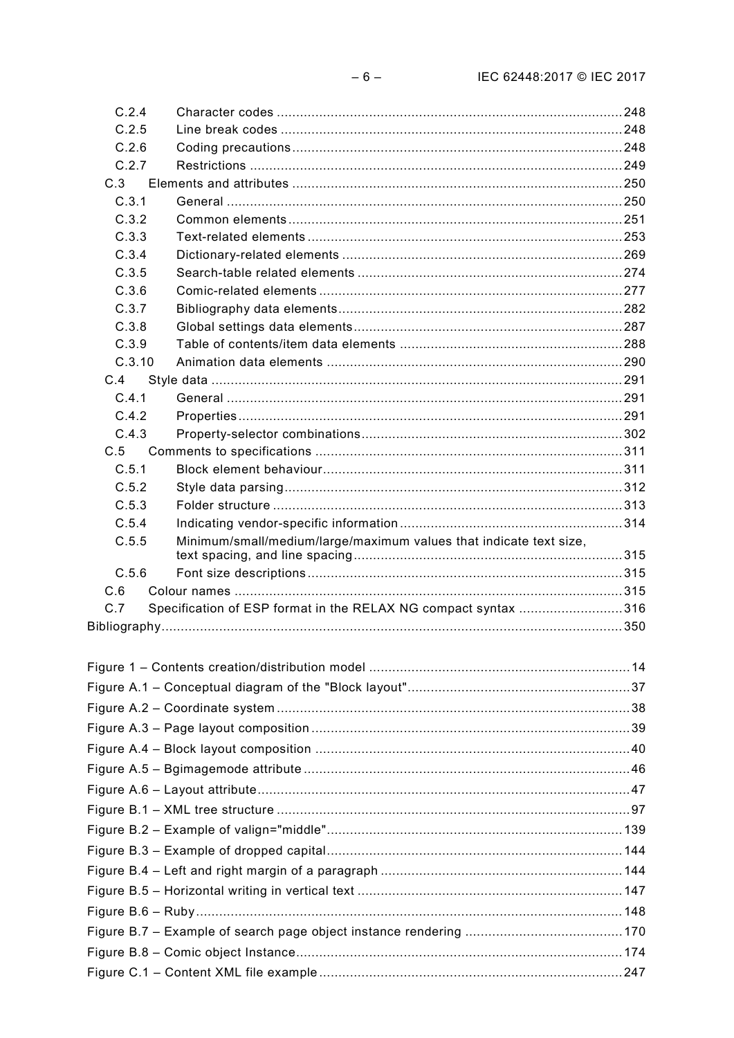C.2.4 Character codes ......................................................................................... 248
C.2.5 Line break codes ........................................................................................ 248
C.2.6 Coding precautions ..................................................................................... 248
C.2.7 Restrictions ................................................................................................ 249
C.3 Elements and attributes ..................................................................................... 250
C.3.1 General ...................................................................................................... 250
C.3.2 Common elements ...................................................................................... 251
C.3.3 Text-related elements ................................................................................. 253
C.3.4 Dictionary-related elements ........................................................................ 269
C.3.5 Search-table related elements .................................................................... 274
C.3.6 Comic-related elements .............................................................................. 277
C.3.7 Bibliography data elements ......................................................................... 282
C.3.8 Global settings data elements ..................................................................... 287
C.3.9 Table of contents/item data elements .......................................................... 288
C.3.10 Animation data elements ............................................................................ 290
C.4 Style data .......................................................................................................... 291
C.4.1 General ...................................................................................................... 291
C.4.2 Properties ................................................................................................... 291
C.4.3 Property-selector combinations ................................................................... 302
C.5 Comments to specifications ............................................................................... 311
C.5.1 Block element behaviour ............................................................................. 311
C.5.2 Style data parsing ....................................................................................... 312
C.5.3 Folder structure .......................................................................................... 313
C.5.4 Indicating vendor-specific information ......................................................... 314
C.5.5 Minimum/small/medium/large/maximum values that indicate text size, text spacing, and line spacing ..................................................................... 315
C.5.6 Font size descriptions ................................................................................. 315
C.6 Colour names .................................................................................................... 315
C.7 Specification of ESP format in the RELAX NG compact syntax ........................... 316
Bibliography ....................................................................................................................... 350

Figure 1 – Contents creation/distribution model ................................................................... 14
Figure A.1 – Conceptual diagram of the "Block layout" ......................................................... 37
Figure A.2 – Coordinate system .......................................................................................... 38
Figure A.3 – Page layout composition .................................................................................. 39
Figure A.4 – Block layout composition ................................................................................. 40
Figure A.5 – Bgimagemode attribute .................................................................................... 46
Figure A.6 – Layout attribute ................................................................................................ 47
Figure B.1 – XML tree structure ........................................................................................... 97
Figure B.2 – Example of valign="middle" ............................................................................ 139
Figure B.3 – Example of dropped capital ............................................................................ 144
Figure B.4 – Left and right margin of a paragraph .............................................................. 144
Figure B.5 – Horizontal writing in vertical text .................................................................... 147
Figure B.6 – Ruby ............................................................................................................. 148
Figure B.7 – Example of search page object instance rendering ........................................ 170
Figure B.8 – Comic object Instance .................................................................................... 174
Figure C.1 – Content XML file example .............................................................................. 247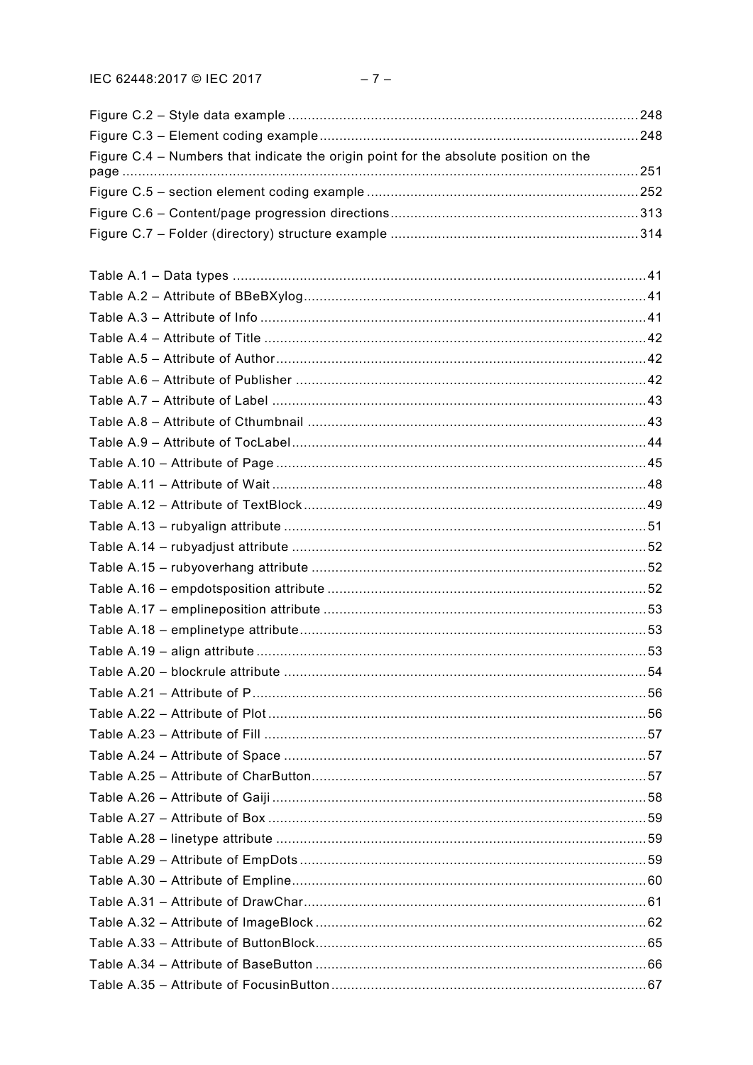Figure C.2 – Style data example ......................................................................................... 248
Figure C.3 – Element coding example ................................................................................. 248
Figure C.4 – Numbers that indicate the origin point for the absolute position on the page ...................................................................................................................................... 251
Figure C.5 – section element coding example ..................................................................... 252
Figure C.6 – Content/page progression directions ............................................................... 313
Figure C.7 – Folder (directory) structure example ............................................................... 314

Table A.1 – Data types ......................................................................................................... 41
Table A.2 – Attribute of BBeBXylog ...................................................................................... 41
Table A.3 – Attribute of Info ................................................................................................. 41
Table A.4 – Attribute of Title ................................................................................................ 42
Table A.5 – Attribute of Author ............................................................................................. 42
Table A.6 – Attribute of Publisher ........................................................................................ 42
Table A.7 – Attribute of Label .............................................................................................. 43
Table A.8 – Attribute of Cthumbnail ..................................................................................... 43
Table A.9 – Attribute of TocLabel ......................................................................................... 44
Table A.10 – Attribute of Page ............................................................................................. 45
Table A.11 – Attribute of Wait .............................................................................................. 48
Table A.12 – Attribute of TextBlock ...................................................................................... 49
Table A.13 – rubyalign attribute ........................................................................................... 51
Table A.14 – rubyadjust attribute ......................................................................................... 52
Table A.15 – rubyoverhang attribute .................................................................................... 52
Table A.16 – empdotsposition attribute ................................................................................ 52
Table A.17 – emplineposition attribute ................................................................................. 53
Table A.18 – emplinetype attribute ....................................................................................... 53
Table A.19 – align attribute .................................................................................................. 53
Table A.20 – blockrule attribute ........................................................................................... 54
Table A.21 – Attribute of P ................................................................................................... 56
Table A.22 – Attribute of Plot ............................................................................................... 56
Table A.23 – Attribute of Fill ................................................................................................ 57
Table A.24 – Attribute of Space ........................................................................................... 57
Table A.25 – Attribute of CharButton .................................................................................... 57
Table A.26 – Attribute of Gaiji .............................................................................................. 58
Table A.27 – Attribute of Box ............................................................................................... 59
Table A.28 – linetype attribute ............................................................................................. 59
Table A.29 – Attribute of EmpDots ....................................................................................... 59
Table A.30 – Attribute of Empline ......................................................................................... 60
Table A.31 – Attribute of DrawChar ...................................................................................... 61
Table A.32 – Attribute of ImageBlock ................................................................................... 62
Table A.33 – Attribute of ButtonBlock ................................................................................... 65
Table A.34 – Attribute of BaseButton ................................................................................... 66
Table A.35 – Attribute of FocusinButton ............................................................................... 67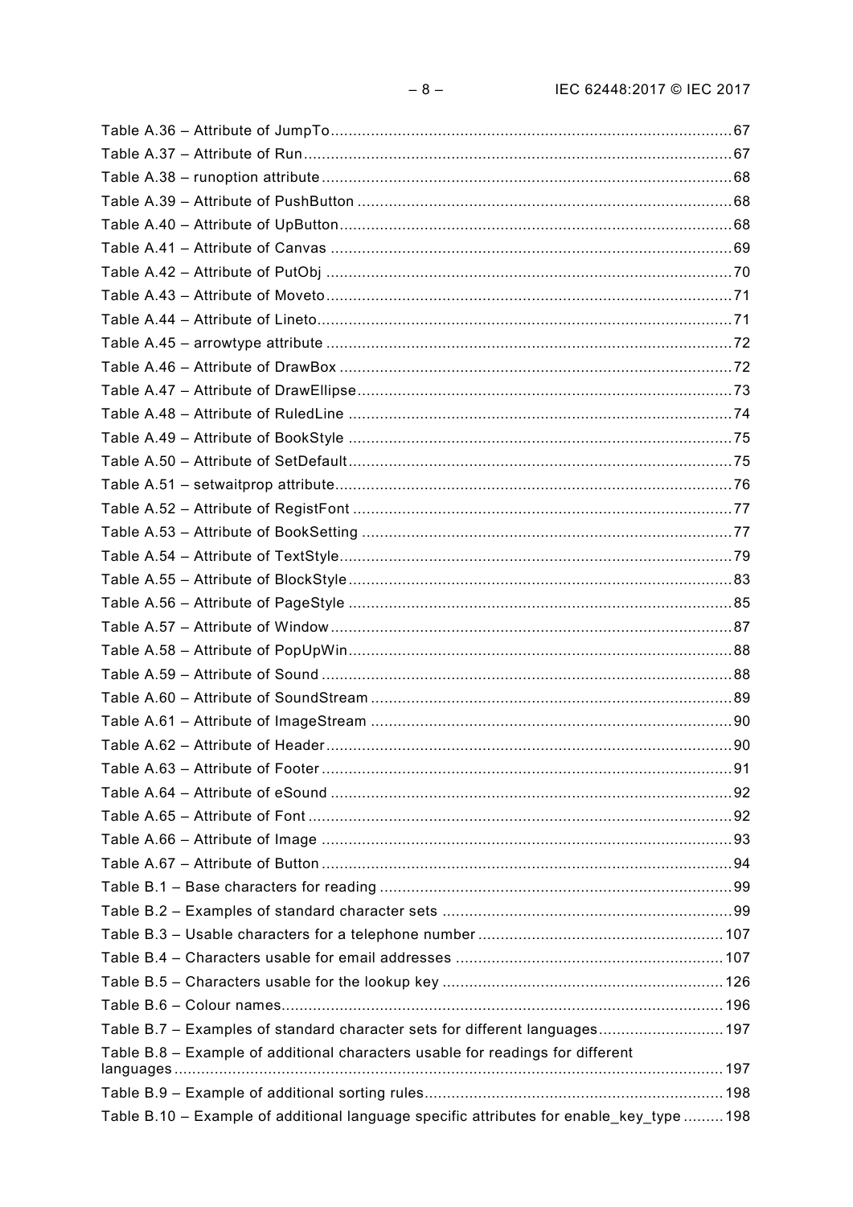Table A.36 – Attribute of JumpTo ........................................................................................67
Table A.37 – Attribute of Run ...............................................................................................67
Table A.38 – runoption attribute ...........................................................................................68
Table A.39 – Attribute of PushButton ...................................................................................68
Table A.40 – Attribute of UpButton .......................................................................................68
Table A.41 – Attribute of Canvas .........................................................................................69
Table A.42 – Attribute of PutObj ..........................................................................................70
Table A.43 – Attribute of Moveto ..........................................................................................71
Table A.44 – Attribute of Lineto ............................................................................................71
Table A.45 – arrowtype attribute ..........................................................................................72
Table A.46 – Attribute of DrawBox .......................................................................................72
Table A.47 – Attribute of DrawEllipse ...................................................................................73
Table A.48 – Attribute of RuledLine .....................................................................................74
Table A.49 – Attribute of BookStyle .....................................................................................75
Table A.50 – Attribute of SetDefault .....................................................................................75
Table A.51 – setwaitprop attribute ........................................................................................76
Table A.52 – Attribute of RegistFont ....................................................................................77
Table A.53 – Attribute of BookSetting ..................................................................................77
Table A.54 – Attribute of TextStyle .......................................................................................79
Table A.55 – Attribute of BlockStyle .....................................................................................83
Table A.56 – Attribute of PageStyle .....................................................................................85
Table A.57 – Attribute of Window .........................................................................................87
Table A.58 – Attribute of PopUpWin .....................................................................................88
Table A.59 – Attribute of Sound ...........................................................................................88
Table A.60 – Attribute of SoundStream ................................................................................89
Table A.61 – Attribute of ImageStream ................................................................................90
Table A.62 – Attribute of Header ..........................................................................................90
Table A.63 – Attribute of Footer ...........................................................................................91
Table A.64 – Attribute of eSound .........................................................................................92
Table A.65 – Attribute of Font ..............................................................................................92
Table A.66 – Attribute of Image ...........................................................................................93
Table A.67 – Attribute of Button ...........................................................................................94
Table B.1 – Base characters for reading ..............................................................................99
Table B.2 – Examples of standard character sets ................................................................99
Table B.3 – Usable characters for a telephone number .......................................................107
Table B.4 – Characters usable for email addresses ............................................................107
Table B.5 – Characters usable for the lookup key ...............................................................126
Table B.6 – Colour names ...................................................................................................196
Table B.7 – Examples of standard character sets for different languages ...........................197
Table B.8 – Example of additional characters usable for readings for different languages ...197
Table B.9 – Example of additional sorting rules ...................................................................198
Table B.10 – Example of additional language specific attributes for enable_key_type .........198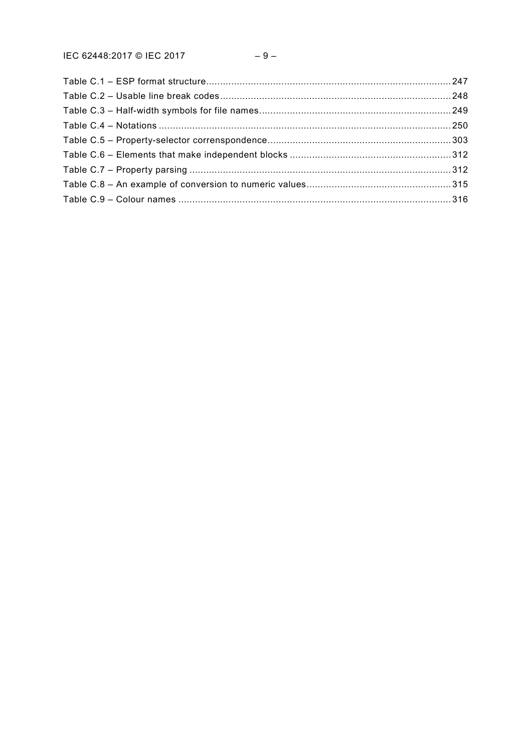Table C.1 – ESP format structure ........................................................................................ 247
Table C.2 – Usable line break codes ................................................................................... 248
Table C.3 – Half-width symbols for file names ..................................................................... 249
Table C.4 – Notations ......................................................................................................... 250
Table C.5 – Property-selector corrensponde nce .................................................................. 303
Table C.6 – Elements that make independent blocks .......................................................... 312
Table C.7 – Property parsing .............................................................................................. 312
Table C.8 – An example of conversion to numeric values .................................................... 315
Table C.9 – Colour names .................................................................................................. 316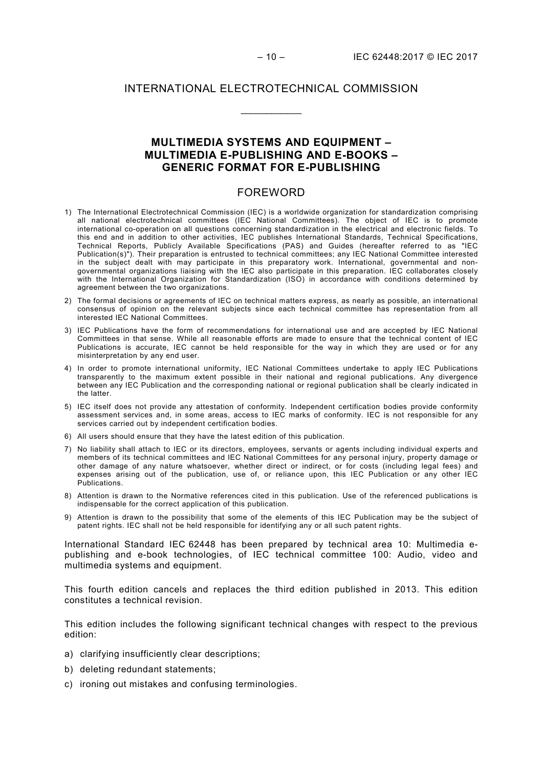# INTERNATIONAL ELECTROTECHNICAL COMMISSION

___________

## MULTIMEDIA SYSTEMS AND EQUIPMENT – MULTIMEDIA E-PUBLISHING AND E-BOOKS – GENERIC FORMAT FOR E-PUBLISHING

## FOREWORD

1) The International Electrotechnical Commission (IEC) is a worldwide organization for standardization comprising all national electrotechnical committees (IEC National Committees). The object of IEC is to promote international co-operation on all questions concerning standardization in the electrical and electronic fields. To this end and in addition to other activities, IEC publishes International Standards, Technical Specifications, Technical Reports, Publicly Available Specifications (PAS) and Guides (hereafter referred to as "IEC Publication(s)"). Their preparation is entrusted to technical committees; any IEC National Committee interested in the subject dealt with may participate in this preparatory work. International, governmental and non-governmental organizations liaising with the IEC also participate in this preparation. IEC collaborates closely with the International Organization for Standardization (ISO) in accordance with conditions determined by agreement between the two organizations.
2) The formal decisions or agreements of IEC on technical matters express, as nearly as possible, an international consensus of opinion on the relevant subjects since each technical committee has representation from all interested IEC National Committees.
3) IEC Publications have the form of recommendations for international use and are accepted by IEC National Committees in that sense. While all reasonable efforts are made to ensure that the technical content of IEC Publications is accurate, IEC cannot be held responsible for the way in which they are used or for any misinterpretation by any end user.
4) In order to promote international uniformity, IEC National Committees undertake to apply IEC Publications transparently to the maximum extent possible in their national and regional publications. Any divergence between any IEC Publication and the corresponding national or regional publication shall be clearly indicated in the latter.
5) IEC itself does not provide any attestation of conformity. Independent certification bodies provide conformity assessment services and, in some areas, access to IEC marks of conformity. IEC is not responsible for any services carried out by independent certification bodies.
6) All users should ensure that they have the latest edition of this publication.
7) No liability shall attach to IEC or its directors, employees, servants or agents including individual experts and members of its technical committees and IEC National Committees for any personal injury, property damage or other damage of any nature whatsoever, whether direct or indirect, or for costs (including legal fees) and expenses arising out of the publication, use of, or reliance upon, this IEC Publication or any other IEC Publications.
8) Attention is drawn to the Normative references cited in this publication. Use of the referenced publications is indispensable for the correct application of this publication.
9) Attention is drawn to the possibility that some of the elements of this IEC Publication may be the subject of patent rights. IEC shall not be held responsible for identifying any or all such patent rights.

International Standard IEC 62448 has been prepared by technical area 10: Multimedia e-publishing and e-book technologies, of IEC technical committee 100: Audio, video and multimedia systems and equipment.

This fourth edition cancels and replaces the third edition published in 2013. This edition constitutes a technical revision.

This edition includes the following significant technical changes with respect to the previous edition:

a) clarifying insufficiently clear descriptions;
b) deleting redundant statements;
c) ironing out mistakes and confusing terminologies.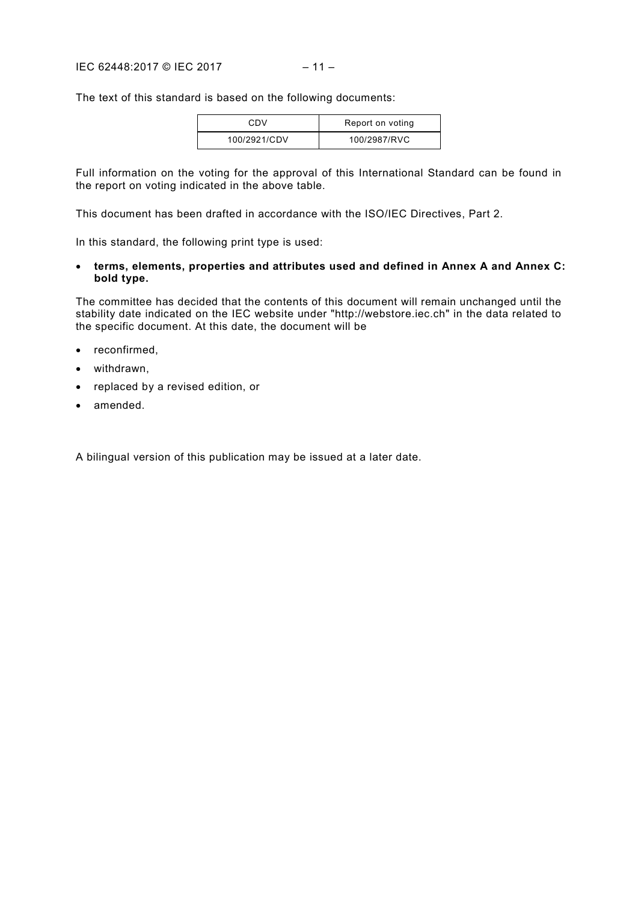The text of this standard is based on the following documents:

| CDV | Report on voting |
|---|---|
| 100/2921/CDV | 100/2987/RVC |

Full information on the voting for the approval of this International Standard can be found in the report on voting indicated in the above table.

This document has been drafted in accordance with the ISO/IEC Directives, Part 2.

In this standard, the following print type is used:

- **terms, elements, properties and attributes used and defined in Annex A and Annex C: bold type.**

The committee has decided that the contents of this document will remain unchanged until the stability date indicated on the IEC website under "http://webstore.iec.ch" in the data related to the specific document. At this date, the document will be

- reconfirmed,
- withdrawn,
- replaced by a revised edition, or
- amended.

A bilingual version of this publication may be issued at a later date.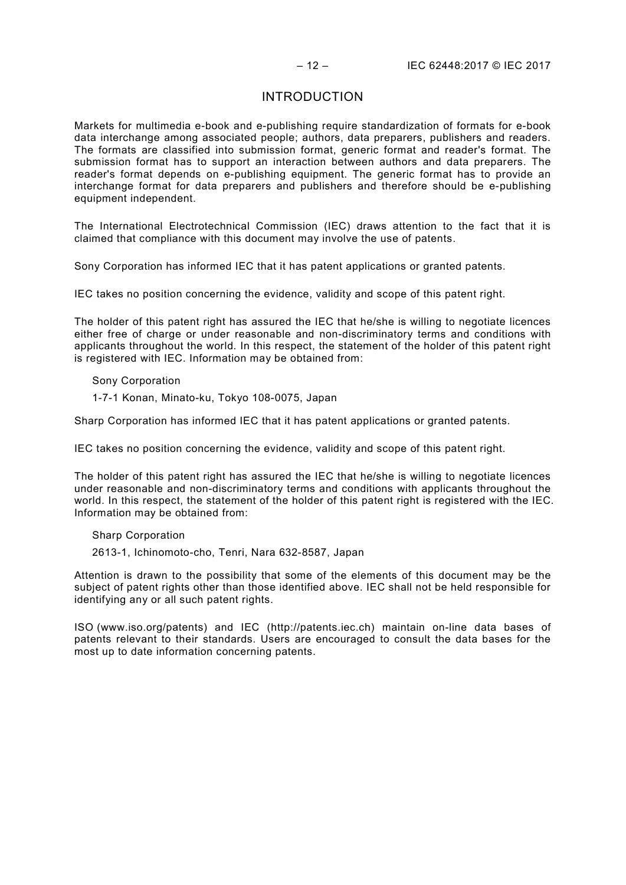# INTRODUCTION

Markets for multimedia e-book and e-publishing require standardization of formats for e-book data interchange among associated people; authors, data preparers, publishers and readers. The formats are classified into submission format, generic format and reader's format. The submission format has to support an interaction between authors and data preparers. The reader's format depends on e-publishing equipment. The generic format has to provide an interchange format for data preparers and publishers and therefore should be e-publishing equipment independent.

The International Electrotechnical Commission (IEC) draws attention to the fact that it is claimed that compliance with this document may involve the use of patents.

Sony Corporation has informed IEC that it has patent applications or granted patents.

IEC takes no position concerning the evidence, validity and scope of this patent right.

The holder of this patent right has assured the IEC that he/she is willing to negotiate licences either free of charge or under reasonable and non-discriminatory terms and conditions with applicants throughout the world. In this respect, the statement of the holder of this patent right is registered with IEC. Information may be obtained from:

Sony Corporation

1-7-1 Konan, Minato-ku, Tokyo 108-0075, Japan

Sharp Corporation has informed IEC that it has patent applications or granted patents.

IEC takes no position concerning the evidence, validity and scope of this patent right.

The holder of this patent right has assured the IEC that he/she is willing to negotiate licences under reasonable and non-discriminatory terms and conditions with applicants throughout the world. In this respect, the statement of the holder of this patent right is registered with the IEC. Information may be obtained from:

Sharp Corporation

2613-1, Ichinomoto-cho, Tenri, Nara 632-8587, Japan

Attention is drawn to the possibility that some of the elements of this document may be the subject of patent rights other than those identified above. IEC shall not be held responsible for identifying any or all such patent rights.

ISO (www.iso.org/patents) and IEC (http://patents.iec.ch) maintain on-line data bases of patents relevant to their standards. Users are encouraged to consult the data bases for the most up to date information concerning patents.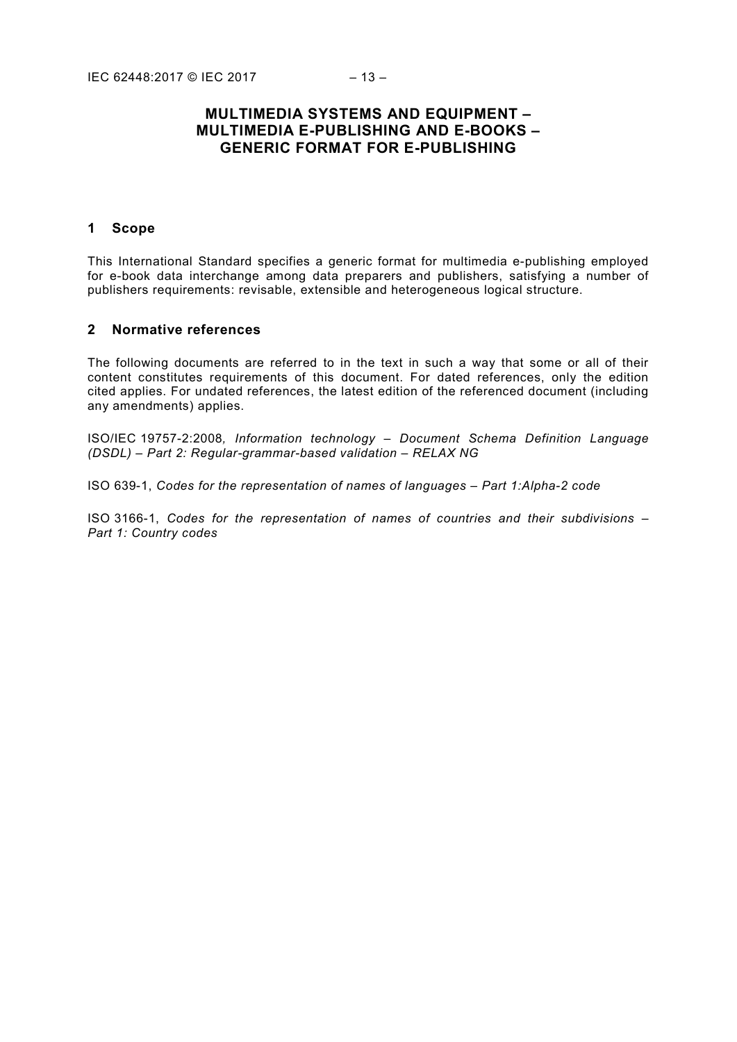# MULTIMEDIA SYSTEMS AND EQUIPMENT – MULTIMEDIA E-PUBLISHING AND E-BOOKS – GENERIC FORMAT FOR E-PUBLISHING

## 1 Scope

This International Standard specifies a generic format for multimedia e-publishing employed for e-book data interchange among data preparers and publishers, satisfying a number of publishers requirements: revisable, extensible and heterogeneous logical structure.

## 2 Normative references

The following documents are referred to in the text in such a way that some or all of their content constitutes requirements of this document. For dated references, only the edition cited applies. For undated references, the latest edition of the referenced document (including any amendments) applies.

ISO/IEC 19757-2:2008*, Information technology – Document Schema Definition Language (DSDL) – Part 2: Regular-grammar-based validation – RELAX NG*

ISO 639-1, *Codes for the representation of names of languages – Part 1:Alpha-2 code*

ISO 3166-1, *Codes for the representation of names of countries and their subdivisions – Part 1: Country codes*